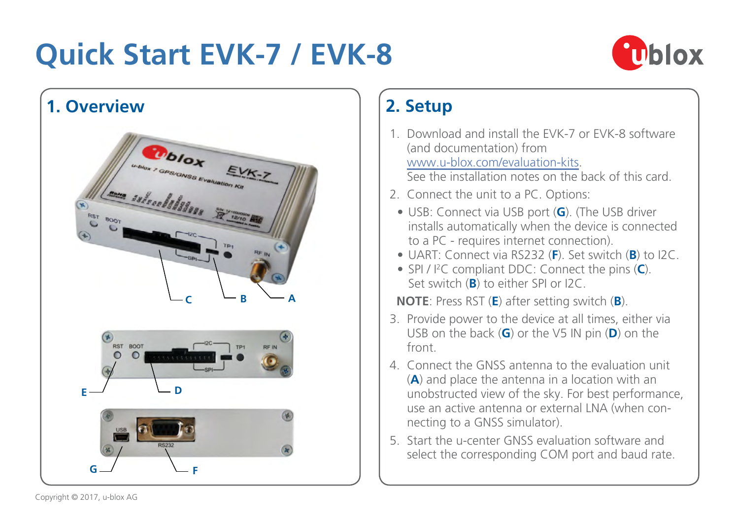# Quick Start EVK-7 / EVK-8

## 1. Overview

## 2. Setup

1. Download and install the EVK-7 or EVK-8 software (and documentation) from www.u-blox.com/evaluation-kits. See the installation notes on the back of this card.
2. Connect the unit to a PC. Options:
   - USB: Connect via USB port (**G**). (The USB driver installs automatically when the device is connected to a PC - requires internet connection).
   - UART: Connect via RS232 (**F**). Set switch (**B**) to I2C.
   - SPI / I$^2$C compliant DDC: Connect the pins (**C**). Set switch (**B**) to either SPI or I2C.

   **NOTE**: Press RST (**E**) after setting switch (**B**).
3. Provide power to the device at all times, either via USB on the back (**G**) or the V5 IN pin (**D**) on the front.
4. Connect the GNSS antenna to the evaluation unit (**A**) and place the antenna in a location with an unobstructed view of the sky. For best performance, use an active antenna or external LNA (when connecting to a GNSS simulator).
5. Start the u-center GNSS evaluation software and select the corresponding COM port and baud rate.

Copyright © 2017, u-blox AG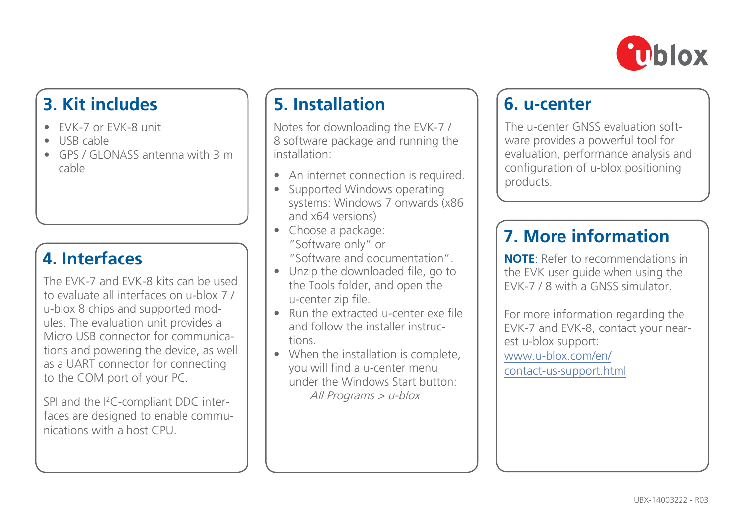## 3. Kit includes

- EVK-7 or EVK-8 unit
- USB cable
- GPS / GLONASS antenna with 3 m cable

## 4. Interfaces

The EVK-7 and EVK-8 kits can be used to evaluate all interfaces on u-blox 7 / u-blox 8 chips and supported modules. The evaluation unit provides a Micro USB connector for communications and powering the device, as well as a UART connector for connecting to the COM port of your PC.

SPI and the $I^2C$-compliant DDC interfaces are designed to enable communications with a host CPU.

## 5. Installation

Notes for downloading the EVK-7 / 8 software package and running the installation:

- An internet connection is required.
- Supported Windows operating systems: Windows 7 onwards (x86 and x64 versions)
- Choose a package: "Software only" or "Software and documentation".
- Unzip the downloaded file, go to the Tools folder, and open the u-center zip file.
- Run the extracted u-center exe file and follow the installer instructions.
- When the installation is complete, you will find a u-center menu under the Windows Start button: *All Programs > u-blox*

## 6. u-center

The u-center GNSS evaluation software provides a powerful tool for evaluation, performance analysis and configuration of u-blox positioning products.

## 7. More information

**NOTE**: Refer to recommendations in the EVK user guide when using the EVK-7 / 8 with a GNSS simulator.

For more information regarding the EVK-7 and EVK-8, contact your nearest u-blox support: www.u-blox.com/en/contact-us-support.html

UBX-14003222 - R03